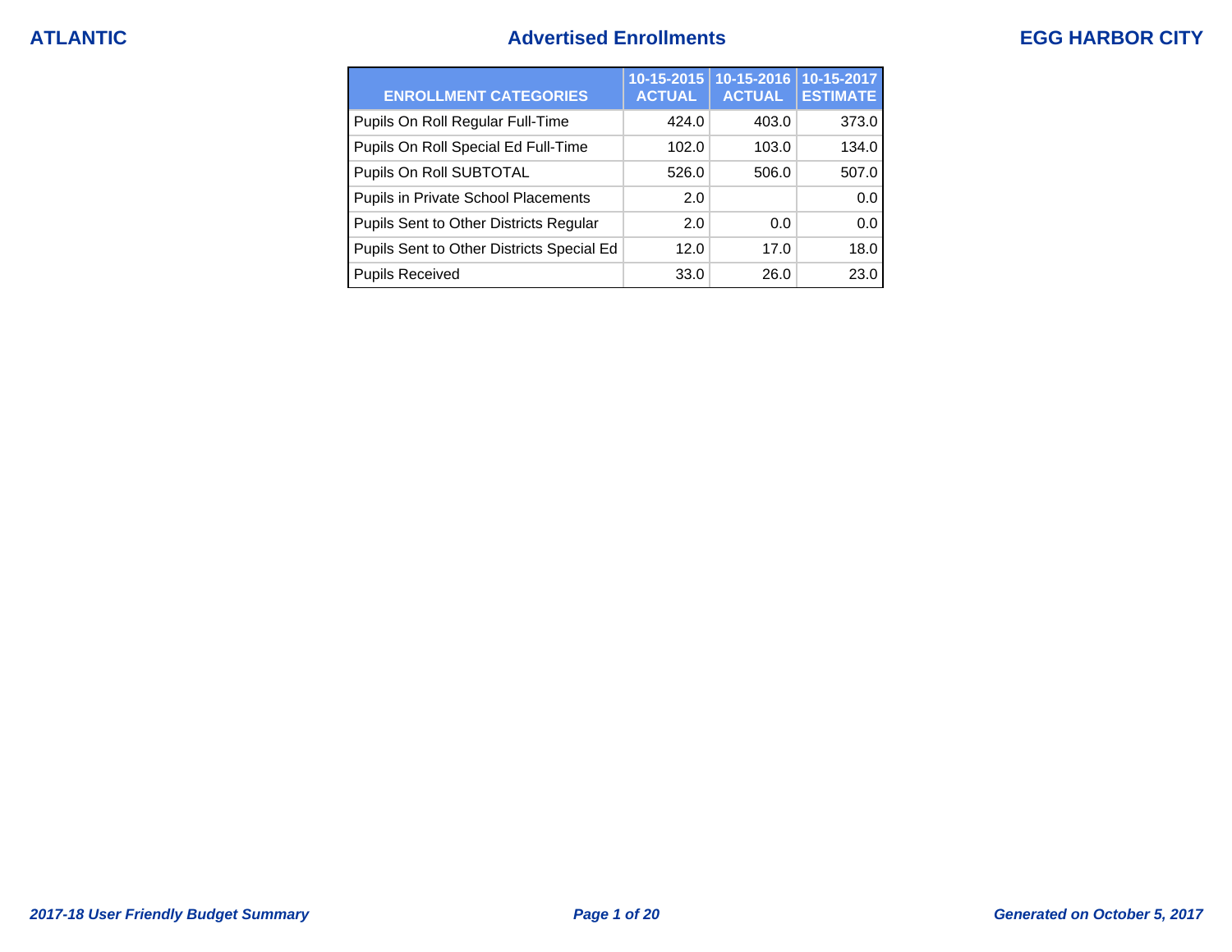ATLANTIC

# Advertised Enrollments

EGG HARBOR CITY

| ENROLLMENT CATEGORIES | 10-15-2015 ACTUAL | 10-15-2016 ACTUAL | 10-15-2017 ESTIMATE |
|---|---|---|---|
| Pupils On Roll Regular Full-Time | 424.0 | 403.0 | 373.0 |
| Pupils On Roll Special Ed Full-Time | 102.0 | 103.0 | 134.0 |
| Pupils On Roll SUBTOTAL | 526.0 | 506.0 | 507.0 |
| Pupils in Private School Placements | 2.0 | | 0.0 |
| Pupils Sent to Other Districts Regular | 2.0 | 0.0 | 0.0 |
| Pupils Sent to Other Districts Special Ed | 12.0 | 17.0 | 18.0 |
| Pupils Received | 33.0 | 26.0 | 23.0 |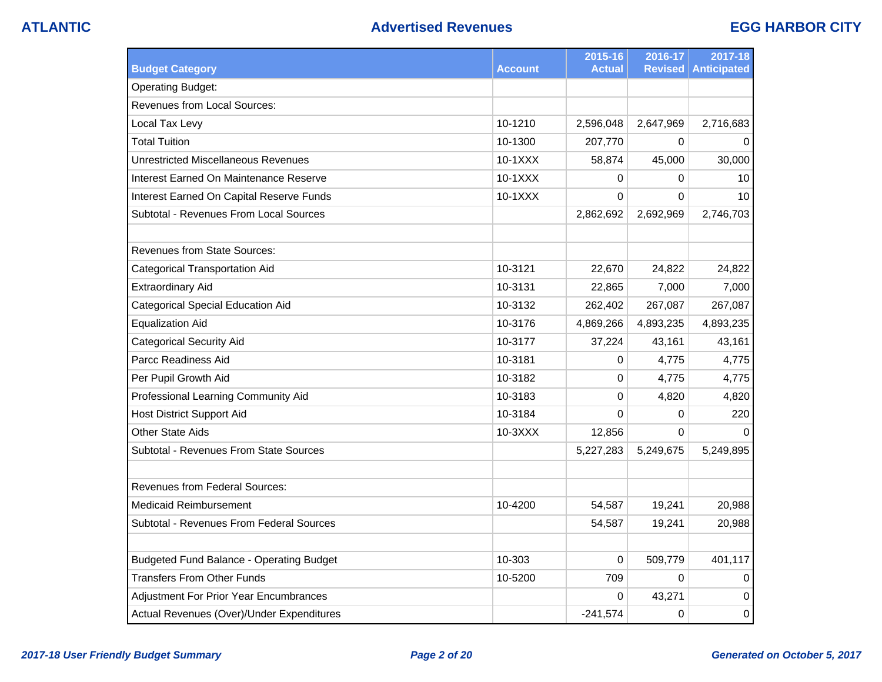## Advertised Revenues

| Budget Category | Account | 2015-16 Actual | 2016-17 Revised | 2017-18 Anticipated |
|---|---|---|---|---|
| Operating Budget: | | | | |
| Revenues from Local Sources: | | | | |
| Local Tax Levy | 10-1210 | 2,596,048 | 2,647,969 | 2,716,683 |
| Total Tuition | 10-1300 | 207,770 | 0 | 0 |
| Unrestricted Miscellaneous Revenues | 10-1XXX | 58,874 | 45,000 | 30,000 |
| Interest Earned On Maintenance Reserve | 10-1XXX | 0 | 0 | 10 |
| Interest Earned On Capital Reserve Funds | 10-1XXX | 0 | 0 | 10 |
| Subtotal - Revenues From Local Sources | | 2,862,692 | 2,692,969 | 2,746,703 |
| | | | | |
| Revenues from State Sources: | | | | |
| Categorical Transportation Aid | 10-3121 | 22,670 | 24,822 | 24,822 |
| Extraordinary Aid | 10-3131 | 22,865 | 7,000 | 7,000 |
| Categorical Special Education Aid | 10-3132 | 262,402 | 267,087 | 267,087 |
| Equalization Aid | 10-3176 | 4,869,266 | 4,893,235 | 4,893,235 |
| Categorical Security Aid | 10-3177 | 37,224 | 43,161 | 43,161 |
| Parcc Readiness Aid | 10-3181 | 0 | 4,775 | 4,775 |
| Per Pupil Growth Aid | 10-3182 | 0 | 4,775 | 4,775 |
| Professional Learning Community Aid | 10-3183 | 0 | 4,820 | 4,820 |
| Host District Support Aid | 10-3184 | 0 | 0 | 220 |
| Other State Aids | 10-3XXX | 12,856 | 0 | 0 |
| Subtotal - Revenues From State Sources | | 5,227,283 | 5,249,675 | 5,249,895 |
| | | | | |
| Revenues from Federal Sources: | | | | |
| Medicaid Reimbursement | 10-4200 | 54,587 | 19,241 | 20,988 |
| Subtotal - Revenues From Federal Sources | | 54,587 | 19,241 | 20,988 |
| | | | | |
| Budgeted Fund Balance - Operating Budget | 10-303 | 0 | 509,779 | 401,117 |
| Transfers From Other Funds | 10-5200 | 709 | 0 | 0 |
| Adjustment For Prior Year Encumbrances | | 0 | 43,271 | 0 |
| Actual Revenues (Over)/Under Expenditures | | -241,574 | 0 | 0 |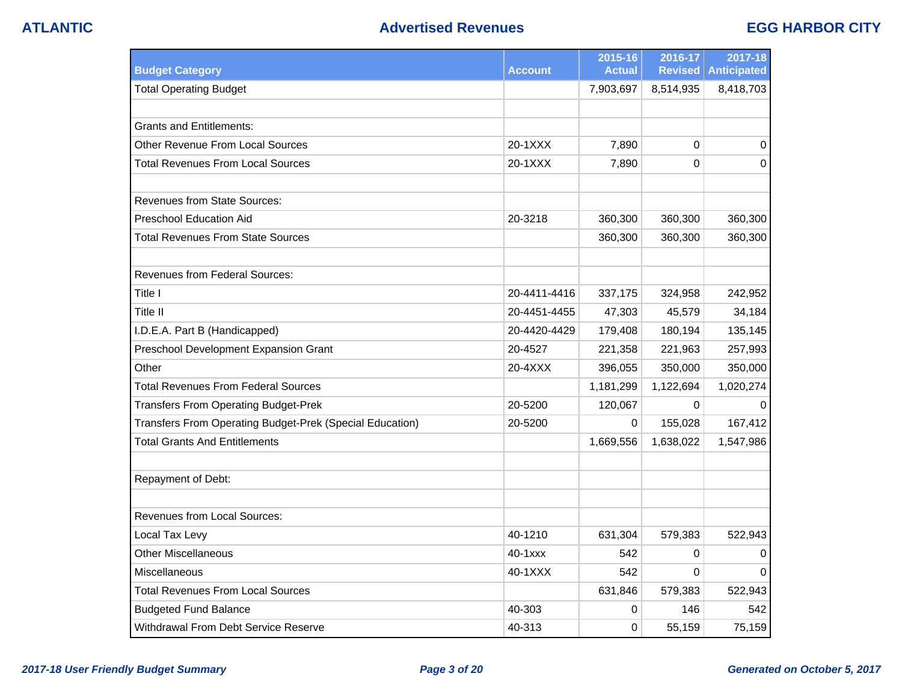ATLANTIC

# Advertised Revenues

EGG HARBOR CITY

| Budget Category | Account | 2015-16 Actual | 2016-17 Revised | 2017-18 Anticipated |
|---|---|---|---|---|
| Total Operating Budget | | 7,903,697 | 8,514,935 | 8,418,703 |
| | | | | |
| Grants and Entitlements: | | | | |
| Other Revenue From Local Sources | 20-1XXX | 7,890 | 0 | 0 |
| Total Revenues From Local Sources | 20-1XXX | 7,890 | 0 | 0 |
| | | | | |
| Revenues from State Sources: | | | | |
| Preschool Education Aid | 20-3218 | 360,300 | 360,300 | 360,300 |
| Total Revenues From State Sources | | 360,300 | 360,300 | 360,300 |
| | | | | |
| Revenues from Federal Sources: | | | | |
| Title I | 20-4411-4416 | 337,175 | 324,958 | 242,952 |
| Title II | 20-4451-4455 | 47,303 | 45,579 | 34,184 |
| I.D.E.A. Part B (Handicapped) | 20-4420-4429 | 179,408 | 180,194 | 135,145 |
| Preschool Development Expansion Grant | 20-4527 | 221,358 | 221,963 | 257,993 |
| Other | 20-4XXX | 396,055 | 350,000 | 350,000 |
| Total Revenues From Federal Sources | | 1,181,299 | 1,122,694 | 1,020,274 |
| Transfers From Operating Budget-Prek | 20-5200 | 120,067 | 0 | 0 |
| Transfers From Operating Budget-Prek (Special Education) | 20-5200 | 0 | 155,028 | 167,412 |
| Total Grants And Entitlements | | 1,669,556 | 1,638,022 | 1,547,986 |
| | | | | |
| Repayment of Debt: | | | | |
| | | | | |
| Revenues from Local Sources: | | | | |
| Local Tax Levy | 40-1210 | 631,304 | 579,383 | 522,943 |
| Other Miscellaneous | 40-1xxx | 542 | 0 | 0 |
| Miscellaneous | 40-1XXX | 542 | 0 | 0 |
| Total Revenues From Local Sources | | 631,846 | 579,383 | 522,943 |
| Budgeted Fund Balance | 40-303 | 0 | 146 | 542 |
| Withdrawal From Debt Service Reserve | 40-313 | 0 | 55,159 | 75,159 |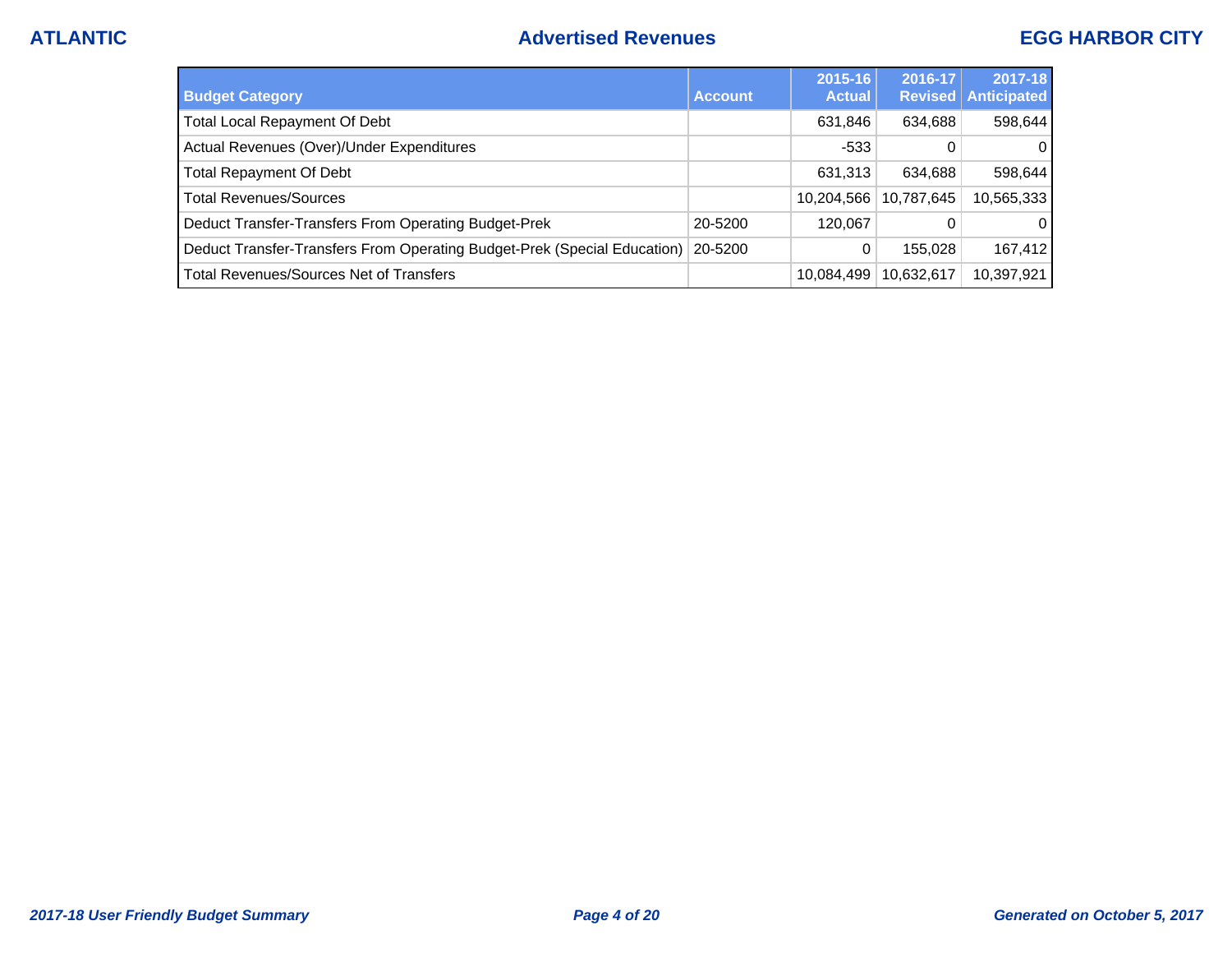| Budget Category | Account | 2015-16 Actual | 2016-17 Revised | 2017-18 Anticipated |
|---|---|---|---|---|
| Total Local Repayment Of Debt | | 631,846 | 634,688 | 598,644 |
| Actual Revenues (Over)/Under Expenditures | | -533 | 0 | 0 |
| Total Repayment Of Debt | | 631,313 | 634,688 | 598,644 |
| Total Revenues/Sources | | 10,204,566 | 10,787,645 | 10,565,333 |
| Deduct Transfer-Transfers From Operating Budget-Prek | 20-5200 | 120,067 | 0 | 0 |
| Deduct Transfer-Transfers From Operating Budget-Prek (Special Education) | 20-5200 | 0 | 155,028 | 167,412 |
| Total Revenues/Sources Net of Transfers | | 10,084,499 | 10,632,617 | 10,397,921 |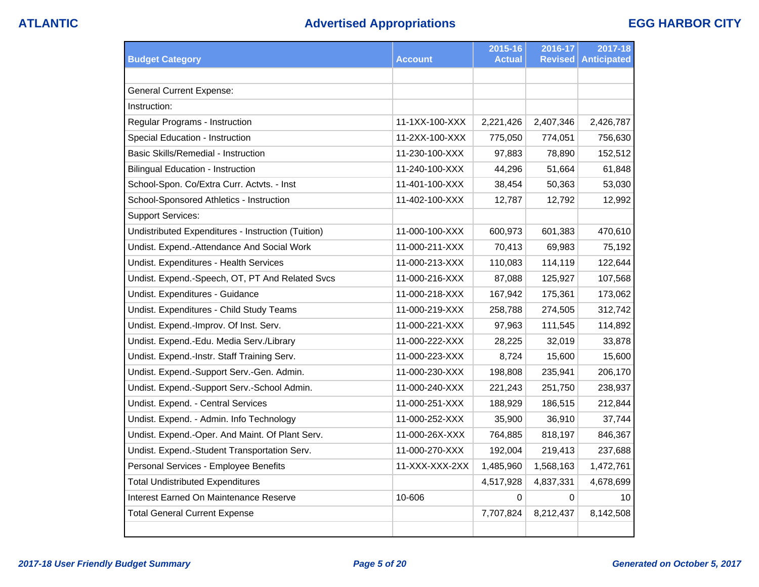# Advertised Appropriations

ATLANTIC — EGG HARBOR CITY

| Budget Category | Account | 2015-16 Actual | 2016-17 Revised | 2017-18 Anticipated |
|---|---|---|---|---|
| | | | | |
| General Current Expense: | | | | |
| Instruction: | | | | |
| Regular Programs - Instruction | 11-1XX-100-XXX | 2,221,426 | 2,407,346 | 2,426,787 |
| Special Education - Instruction | 11-2XX-100-XXX | 775,050 | 774,051 | 756,630 |
| Basic Skills/Remedial - Instruction | 11-230-100-XXX | 97,883 | 78,890 | 152,512 |
| Bilingual Education - Instruction | 11-240-100-XXX | 44,296 | 51,664 | 61,848 |
| School-Spon. Co/Extra Curr. Actvts. - Inst | 11-401-100-XXX | 38,454 | 50,363 | 53,030 |
| School-Sponsored Athletics - Instruction | 11-402-100-XXX | 12,787 | 12,792 | 12,992 |
| Support Services: | | | | |
| Undistributed Expenditures - Instruction (Tuition) | 11-000-100-XXX | 600,973 | 601,383 | 470,610 |
| Undist. Expend.-Attendance And Social Work | 11-000-211-XXX | 70,413 | 69,983 | 75,192 |
| Undist. Expenditures - Health Services | 11-000-213-XXX | 110,083 | 114,119 | 122,644 |
| Undist. Expend.-Speech, OT, PT And Related Svcs | 11-000-216-XXX | 87,088 | 125,927 | 107,568 |
| Undist. Expenditures - Guidance | 11-000-218-XXX | 167,942 | 175,361 | 173,062 |
| Undist. Expenditures - Child Study Teams | 11-000-219-XXX | 258,788 | 274,505 | 312,742 |
| Undist. Expend.-Improv. Of Inst. Serv. | 11-000-221-XXX | 97,963 | 111,545 | 114,892 |
| Undist. Expend.-Edu. Media Serv./Library | 11-000-222-XXX | 28,225 | 32,019 | 33,878 |
| Undist. Expend.-Instr. Staff Training Serv. | 11-000-223-XXX | 8,724 | 15,600 | 15,600 |
| Undist. Expend.-Support Serv.-Gen. Admin. | 11-000-230-XXX | 198,808 | 235,941 | 206,170 |
| Undist. Expend.-Support Serv.-School Admin. | 11-000-240-XXX | 221,243 | 251,750 | 238,937 |
| Undist. Expend. - Central Services | 11-000-251-XXX | 188,929 | 186,515 | 212,844 |
| Undist. Expend. - Admin. Info Technology | 11-000-252-XXX | 35,900 | 36,910 | 37,744 |
| Undist. Expend.-Oper. And Maint. Of Plant Serv. | 11-000-26X-XXX | 764,885 | 818,197 | 846,367 |
| Undist. Expend.-Student Transportation Serv. | 11-000-270-XXX | 192,004 | 219,413 | 237,688 |
| Personal Services - Employee Benefits | 11-XXX-XXX-2XX | 1,485,960 | 1,568,163 | 1,472,761 |
| Total Undistributed Expenditures | | 4,517,928 | 4,837,331 | 4,678,699 |
| Interest Earned On Maintenance Reserve | 10-606 | 0 | 0 | 10 |
| Total General Current Expense | | 7,707,824 | 8,212,437 | 8,142,508 |
| | | | | |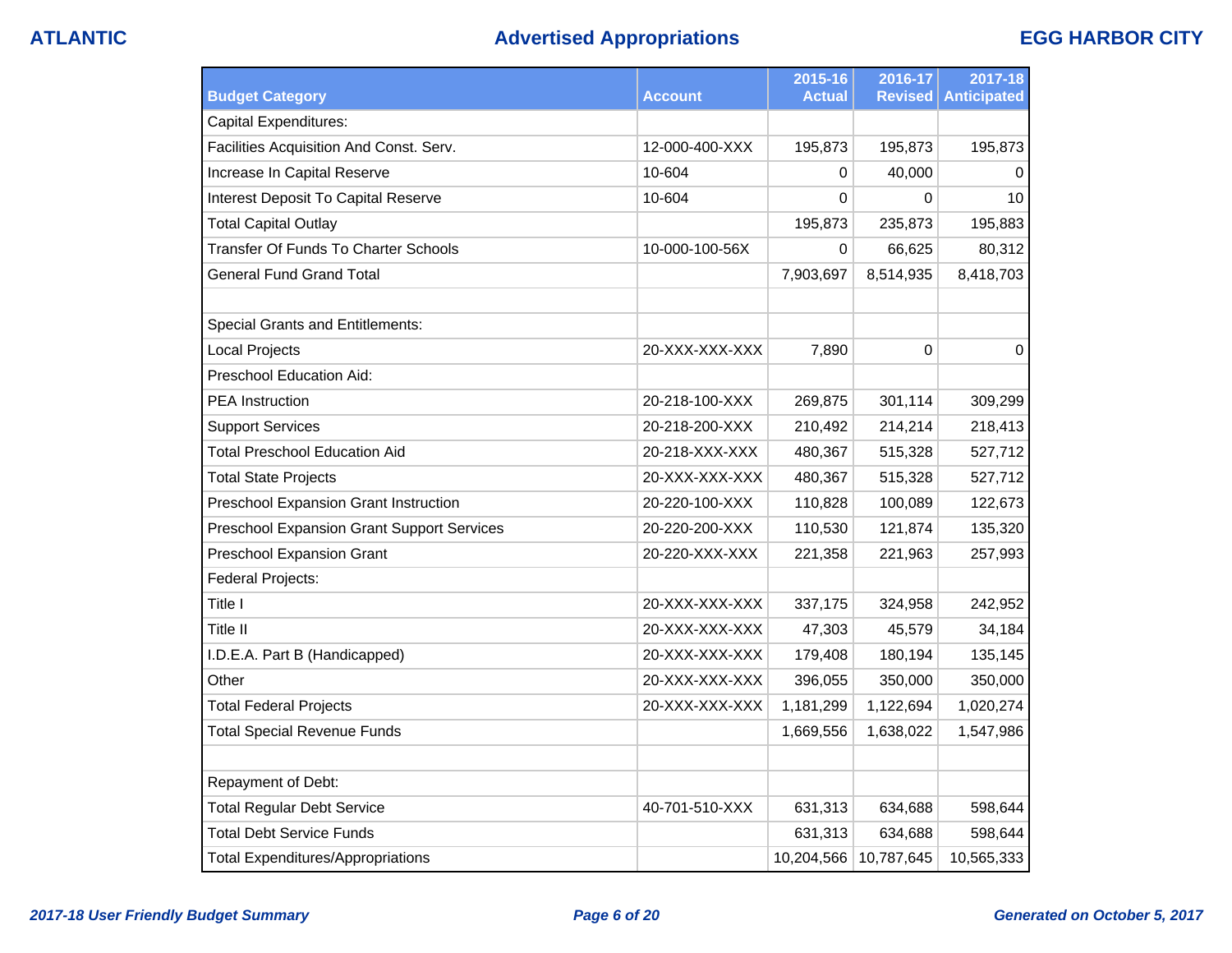| Budget Category | Account | 2015-16 Actual | 2016-17 Revised | 2017-18 Anticipated |
|---|---|---|---|---|
| Capital Expenditures: | | | | |
| Facilities Acquisition And Const. Serv. | 12-000-400-XXX | 195,873 | 195,873 | 195,873 |
| Increase In Capital Reserve | 10-604 | 0 | 40,000 | 0 |
| Interest Deposit To Capital Reserve | 10-604 | 0 | 0 | 10 |
| Total Capital Outlay | | 195,873 | 235,873 | 195,883 |
| Transfer Of Funds To Charter Schools | 10-000-100-56X | 0 | 66,625 | 80,312 |
| General Fund Grand Total | | 7,903,697 | 8,514,935 | 8,418,703 |
| | | | | |
| Special Grants and Entitlements: | | | | |
| Local Projects | 20-XXX-XXX-XXX | 7,890 | 0 | 0 |
| Preschool Education Aid: | | | | |
| PEA Instruction | 20-218-100-XXX | 269,875 | 301,114 | 309,299 |
| Support Services | 20-218-200-XXX | 210,492 | 214,214 | 218,413 |
| Total Preschool Education Aid | 20-218-XXX-XXX | 480,367 | 515,328 | 527,712 |
| Total State Projects | 20-XXX-XXX-XXX | 480,367 | 515,328 | 527,712 |
| Preschool Expansion Grant Instruction | 20-220-100-XXX | 110,828 | 100,089 | 122,673 |
| Preschool Expansion Grant Support Services | 20-220-200-XXX | 110,530 | 121,874 | 135,320 |
| Preschool Expansion Grant | 20-220-XXX-XXX | 221,358 | 221,963 | 257,993 |
| Federal Projects: | | | | |
| Title I | 20-XXX-XXX-XXX | 337,175 | 324,958 | 242,952 |
| Title II | 20-XXX-XXX-XXX | 47,303 | 45,579 | 34,184 |
| I.D.E.A. Part B (Handicapped) | 20-XXX-XXX-XXX | 179,408 | 180,194 | 135,145 |
| Other | 20-XXX-XXX-XXX | 396,055 | 350,000 | 350,000 |
| Total Federal Projects | 20-XXX-XXX-XXX | 1,181,299 | 1,122,694 | 1,020,274 |
| Total Special Revenue Funds | | 1,669,556 | 1,638,022 | 1,547,986 |
| | | | | |
| Repayment of Debt: | | | | |
| Total Regular Debt Service | 40-701-510-XXX | 631,313 | 634,688 | 598,644 |
| Total Debt Service Funds | | 631,313 | 634,688 | 598,644 |
| Total Expenditures/Appropriations | | 10,204,566 | 10,787,645 | 10,565,333 |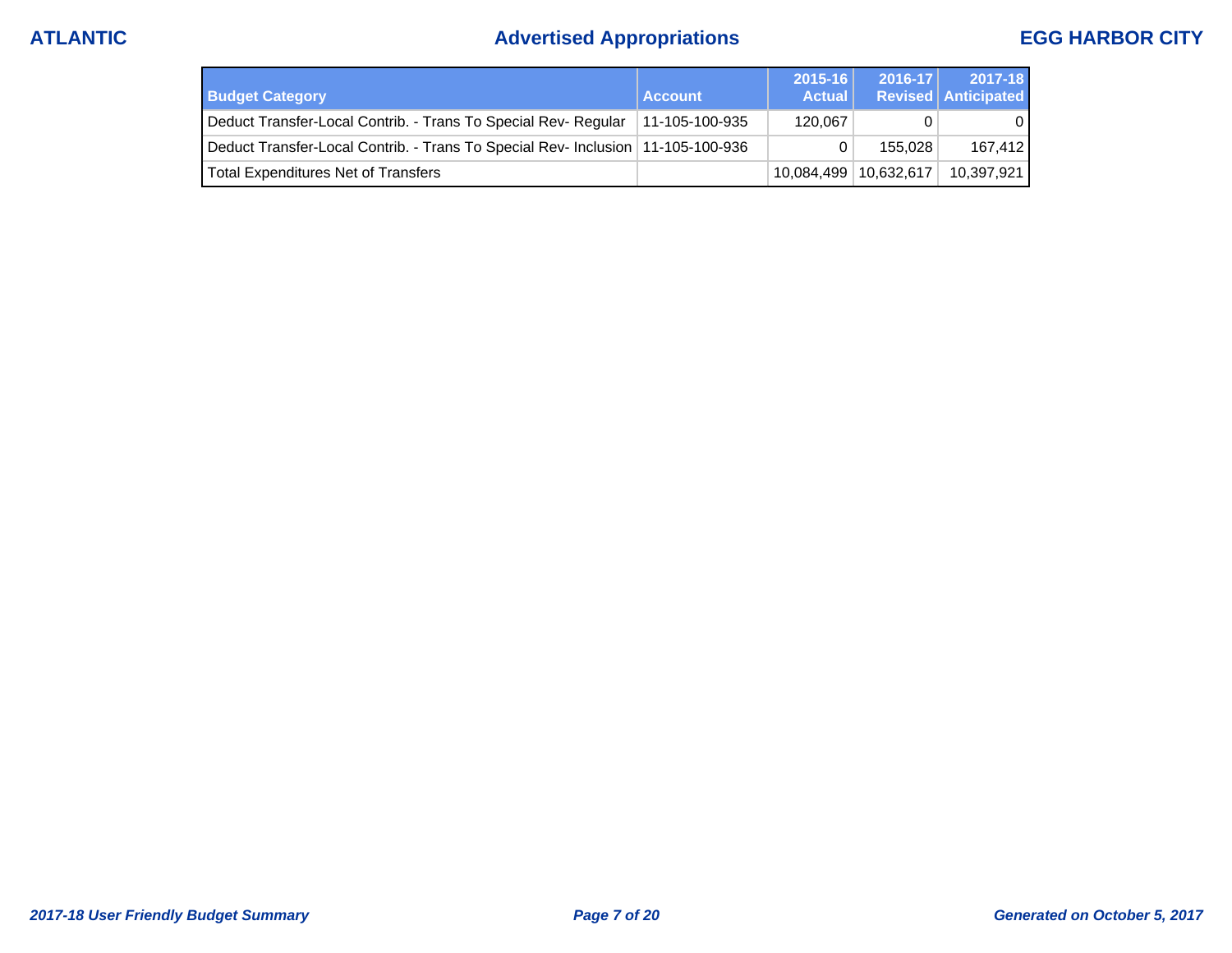| Budget Category | Account | 2015-16 Actual | 2016-17 Revised | 2017-18 Anticipated |
|---|---|---|---|---|
| Deduct Transfer-Local Contrib. - Trans To Special Rev- Regular | 11-105-100-935 | 120,067 | 0 | 0 |
| Deduct Transfer-Local Contrib. - Trans To Special Rev- Inclusion | 11-105-100-936 | 0 | 155,028 | 167,412 |
| Total Expenditures Net of Transfers | | 10,084,499 | 10,632,617 | 10,397,921 |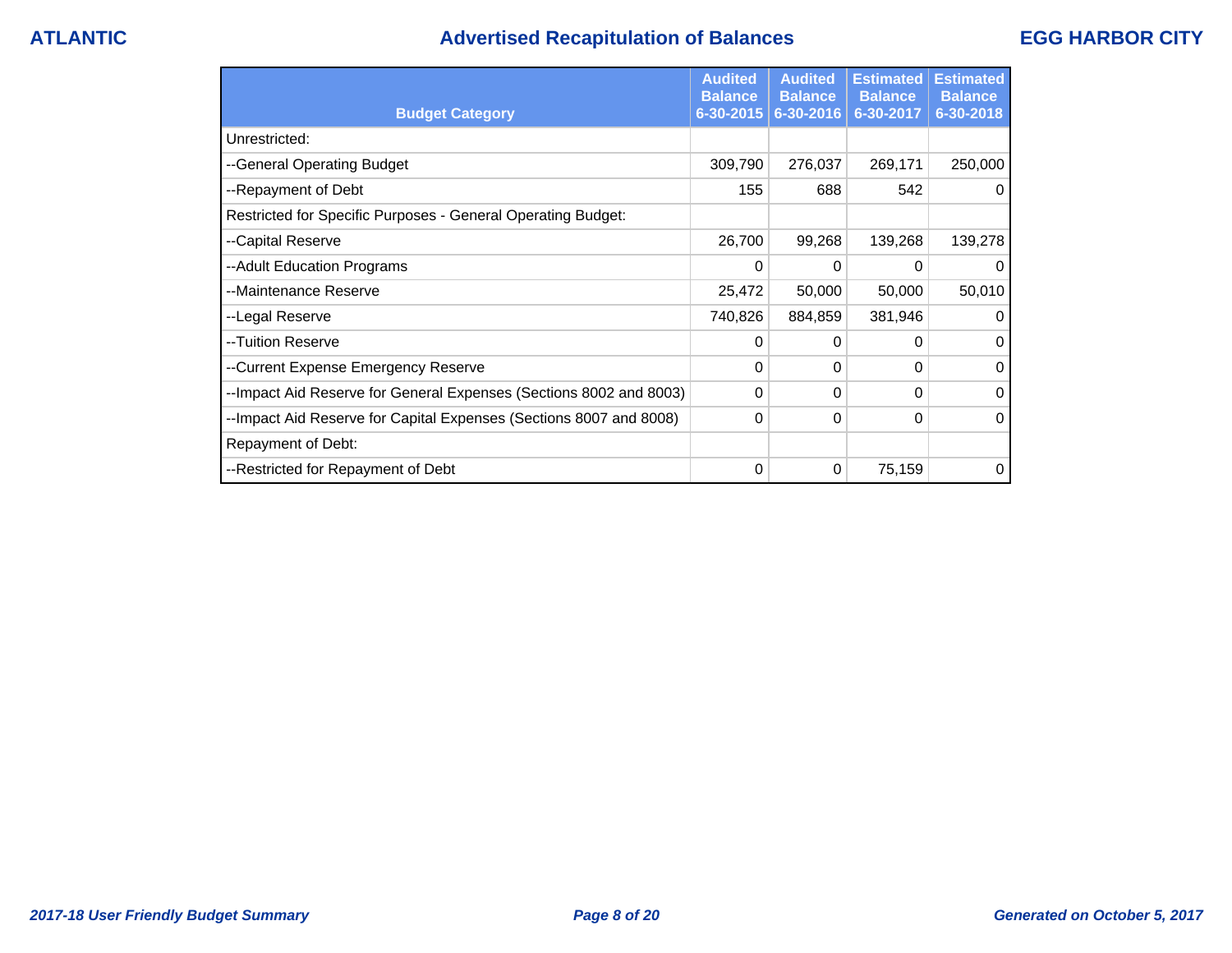## Advertised Recapitulation of Balances

| Budget Category | Audited Balance 6-30-2015 | Audited Balance 6-30-2016 | Estimated Balance 6-30-2017 | Estimated Balance 6-30-2018 |
|---|---|---|---|---|
| Unrestricted: | | | | |
| --General Operating Budget | 309,790 | 276,037 | 269,171 | 250,000 |
| --Repayment of Debt | 155 | 688 | 542 | 0 |
| Restricted for Specific Purposes - General Operating Budget: | | | | |
| --Capital Reserve | 26,700 | 99,268 | 139,268 | 139,278 |
| --Adult Education Programs | 0 | 0 | 0 | 0 |
| --Maintenance Reserve | 25,472 | 50,000 | 50,000 | 50,010 |
| --Legal Reserve | 740,826 | 884,859 | 381,946 | 0 |
| --Tuition Reserve | 0 | 0 | 0 | 0 |
| --Current Expense Emergency Reserve | 0 | 0 | 0 | 0 |
| --Impact Aid Reserve for General Expenses (Sections 8002 and 8003) | 0 | 0 | 0 | 0 |
| --Impact Aid Reserve for Capital Expenses (Sections 8007 and 8008) | 0 | 0 | 0 | 0 |
| Repayment of Debt: | | | | |
| --Restricted for Repayment of Debt | 0 | 0 | 75,159 | 0 |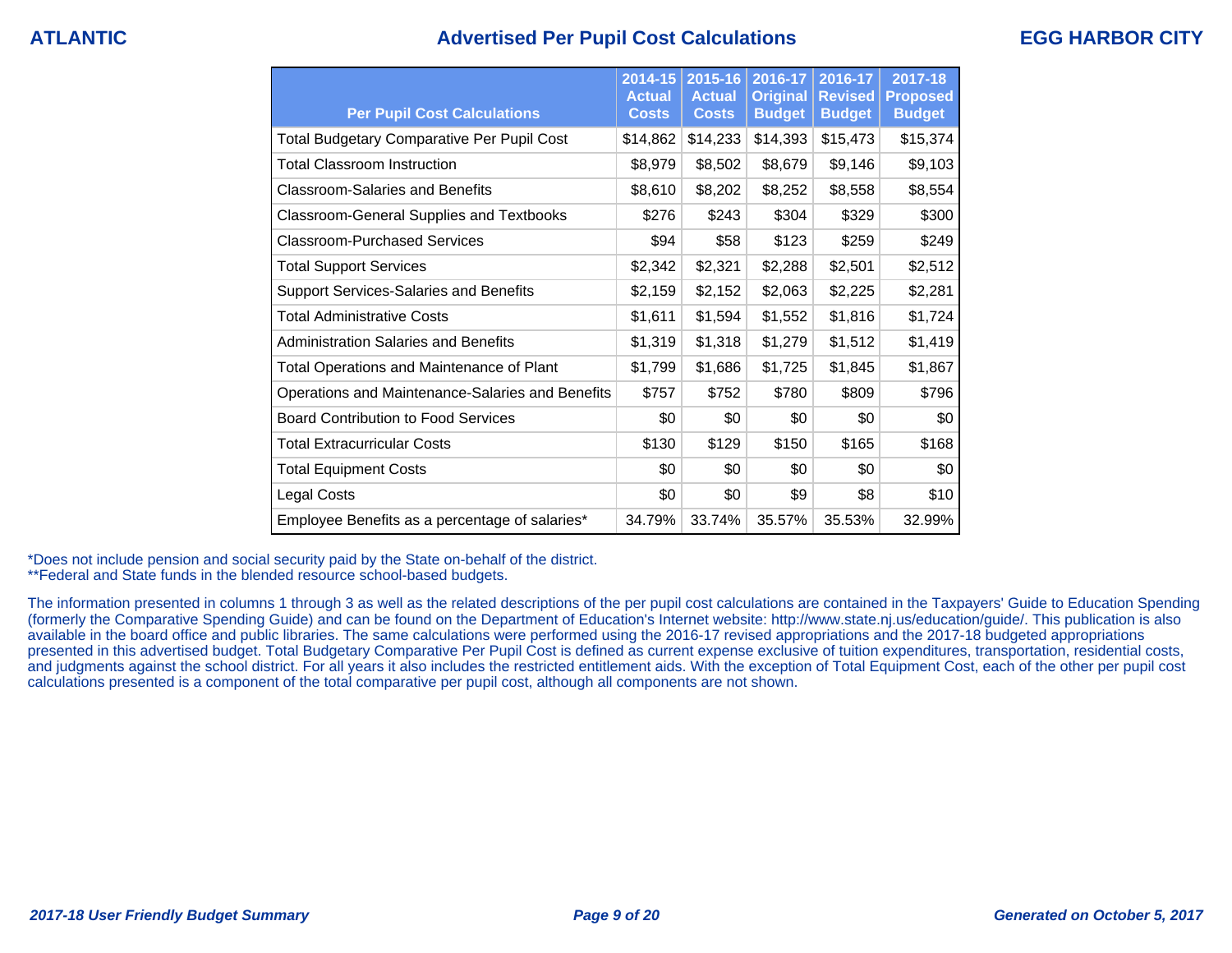# Advertised Per Pupil Cost Calculations

| Per Pupil Cost Calculations | 2014-15 Actual Costs | 2015-16 Actual Costs | 2016-17 Original Budget | 2016-17 Revised Budget | 2017-18 Proposed Budget |
|---|---|---|---|---|---|
| Total Budgetary Comparative Per Pupil Cost | $14,862 | $14,233 | $14,393 | $15,473 | $15,374 |
| Total Classroom Instruction | $8,979 | $8,502 | $8,679 | $9,146 | $9,103 |
| Classroom-Salaries and Benefits | $8,610 | $8,202 | $8,252 | $8,558 | $8,554 |
| Classroom-General Supplies and Textbooks | $276 | $243 | $304 | $329 | $300 |
| Classroom-Purchased Services | $94 | $58 | $123 | $259 | $249 |
| Total Support Services | $2,342 | $2,321 | $2,288 | $2,501 | $2,512 |
| Support Services-Salaries and Benefits | $2,159 | $2,152 | $2,063 | $2,225 | $2,281 |
| Total Administrative Costs | $1,611 | $1,594 | $1,552 | $1,816 | $1,724 |
| Administration Salaries and Benefits | $1,319 | $1,318 | $1,279 | $1,512 | $1,419 |
| Total Operations and Maintenance of Plant | $1,799 | $1,686 | $1,725 | $1,845 | $1,867 |
| Operations and Maintenance-Salaries and Benefits | $757 | $752 | $780 | $809 | $796 |
| Board Contribution to Food Services | $0 | $0 | $0 | $0 | $0 |
| Total Extracurricular Costs | $130 | $129 | $150 | $165 | $168 |
| Total Equipment Costs | $0 | $0 | $0 | $0 | $0 |
| Legal Costs | $0 | $0 | $9 | $8 | $10 |
| Employee Benefits as a percentage of salaries* | 34.79% | 33.74% | 35.57% | 35.53% | 32.99% |

*Does not include pension and social security paid by the State on-behalf of the district.
**Federal and State funds in the blended resource school-based budgets.

The information presented in columns 1 through 3 as well as the related descriptions of the per pupil cost calculations are contained in the Taxpayers' Guide to Education Spending (formerly the Comparative Spending Guide) and can be found on the Department of Education's Internet website: http://www.state.nj.us/education/guide/. This publication is also available in the board office and public libraries. The same calculations were performed using the 2016-17 revised appropriations and the 2017-18 budgeted appropriations presented in this advertised budget. Total Budgetary Comparative Per Pupil Cost is defined as current expense exclusive of tuition expenditures, transportation, residential costs, and judgments against the school district. For all years it also includes the restricted entitlement aids. With the exception of Total Equipment Cost, each of the other per pupil cost calculations presented is a component of the total comparative per pupil cost, although all components are not shown.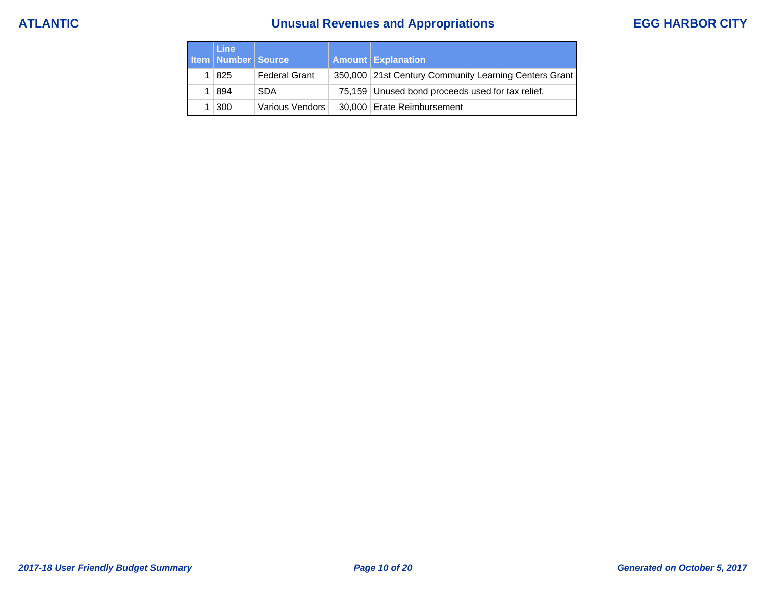# Unusual Revenues and Appropriations

ATLANTIC — EGG HARBOR CITY

| Item | Line Number | Source | Amount | Explanation |
|---|---|---|---|---|
| 1 | 825 | Federal Grant | 350,000 | 21st Century Community Learning Centers Grant |
| 1 | 894 | SDA | 75,159 | Unused bond proceeds used for tax relief. |
| 1 | 300 | Various Vendors | 30,000 | Erate Reimbursement |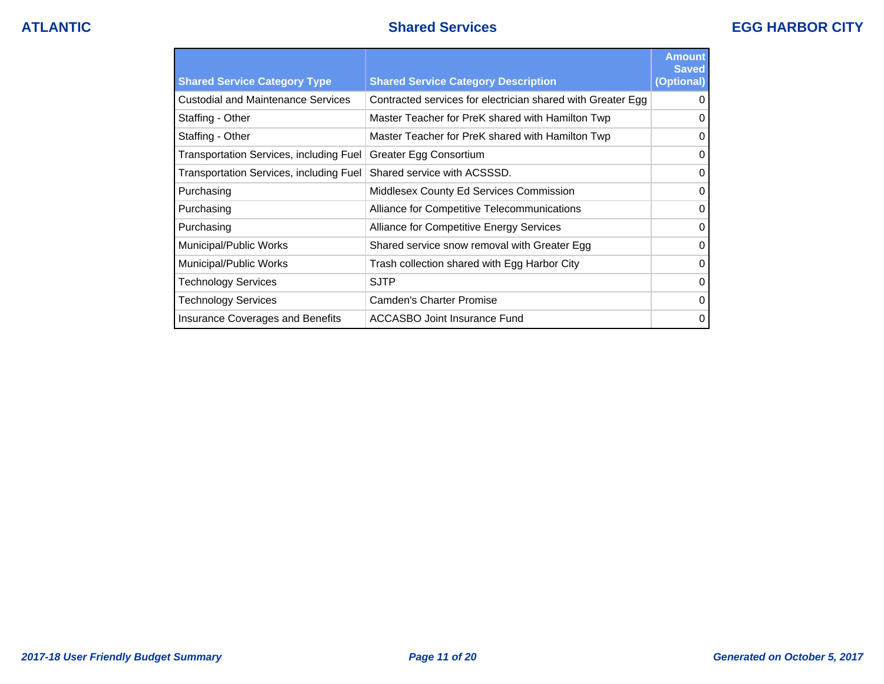# Shared Services

| Shared Service Category Type | Shared Service Category Description | Amount Saved (Optional) |
|---|---|---|
| Custodial and Maintenance Services | Contracted services for electrician shared with Greater Egg | 0 |
| Staffing - Other | Master Teacher for PreK shared with Hamilton Twp | 0 |
| Staffing - Other | Master Teacher for PreK shared with Hamilton Twp | 0 |
| Transportation Services, including Fuel | Greater Egg Consortium | 0 |
| Transportation Services, including Fuel | Shared service with ACSSSD. | 0 |
| Purchasing | Middlesex County Ed Services Commission | 0 |
| Purchasing | Alliance for Competitive Telecommunications | 0 |
| Purchasing | Alliance for Competitive Energy Services | 0 |
| Municipal/Public Works | Shared service snow removal with Greater Egg | 0 |
| Municipal/Public Works | Trash collection shared with Egg Harbor City | 0 |
| Technology Services | SJTP | 0 |
| Technology Services | Camden's Charter Promise | 0 |
| Insurance Coverages and Benefits | ACCASBO Joint Insurance Fund | 0 |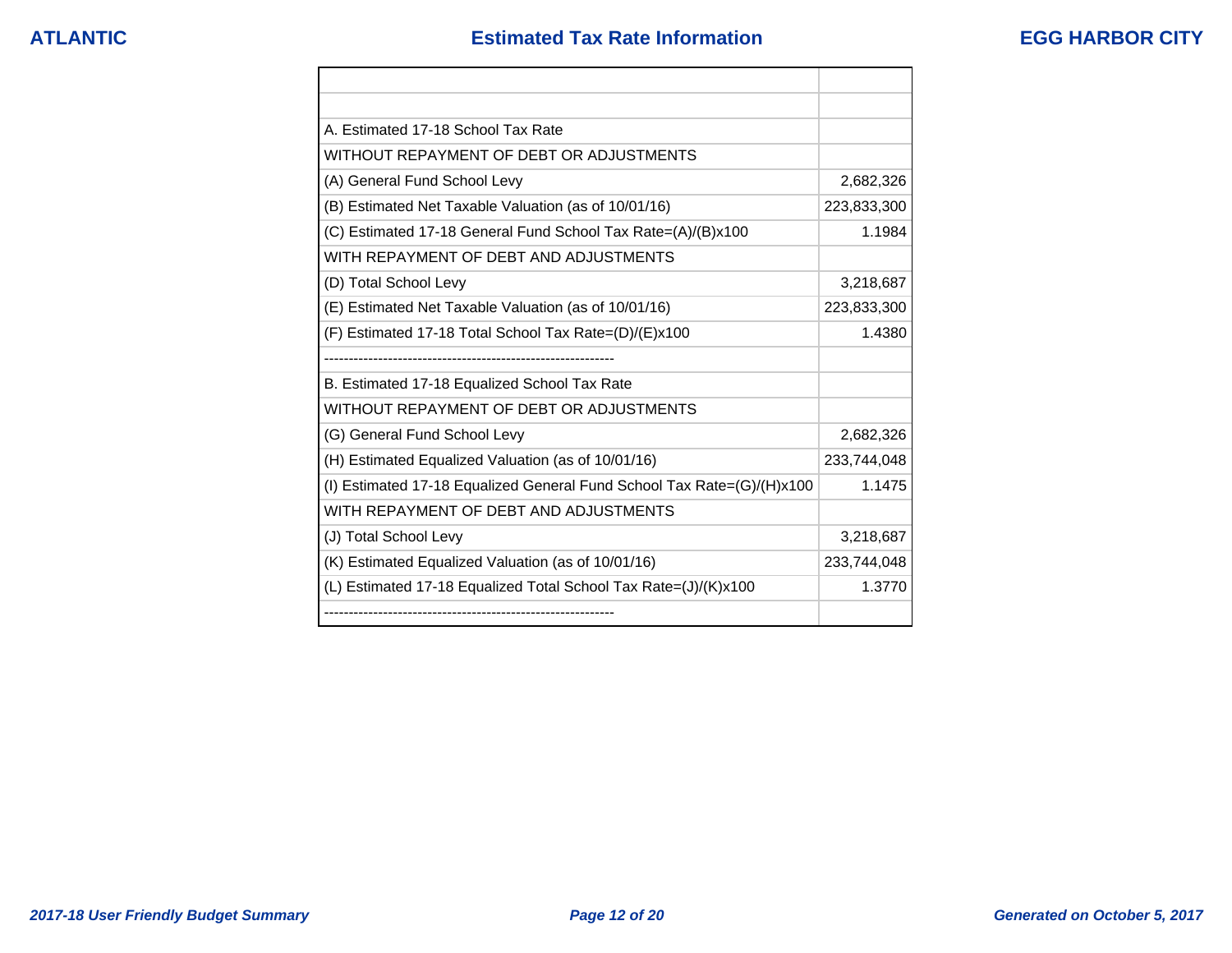## Estimated Tax Rate Information

| | |
|---|---|
| | |
| A. Estimated 17-18 School Tax Rate | |
| WITHOUT REPAYMENT OF DEBT OR ADJUSTMENTS | |
| (A) General Fund School Levy | 2,682,326 |
| (B) Estimated Net Taxable Valuation (as of 10/01/16) | 223,833,300 |
| (C) Estimated 17-18 General Fund School Tax Rate=(A)/(B)x100 | 1.1984 |
| WITH REPAYMENT OF DEBT AND ADJUSTMENTS | |
| (D) Total School Levy | 3,218,687 |
| (E) Estimated Net Taxable Valuation (as of 10/01/16) | 223,833,300 |
| (F) Estimated 17-18 Total School Tax Rate=(D)/(E)x100 | 1.4380 |
| ------------------------------------------------------------ | |
| B. Estimated 17-18 Equalized School Tax Rate | |
| WITHOUT REPAYMENT OF DEBT OR ADJUSTMENTS | |
| (G) General Fund School Levy | 2,682,326 |
| (H) Estimated Equalized Valuation (as of 10/01/16) | 233,744,048 |
| (I) Estimated 17-18 Equalized General Fund School Tax Rate=(G)/(H)x100 | 1.1475 |
| WITH REPAYMENT OF DEBT AND ADJUSTMENTS | |
| (J) Total School Levy | 3,218,687 |
| (K) Estimated Equalized Valuation (as of 10/01/16) | 233,744,048 |
| (L) Estimated 17-18 Equalized Total School Tax Rate=(J)/(K)x100 | 1.3770 |
| ------------------------------------------------------------ | |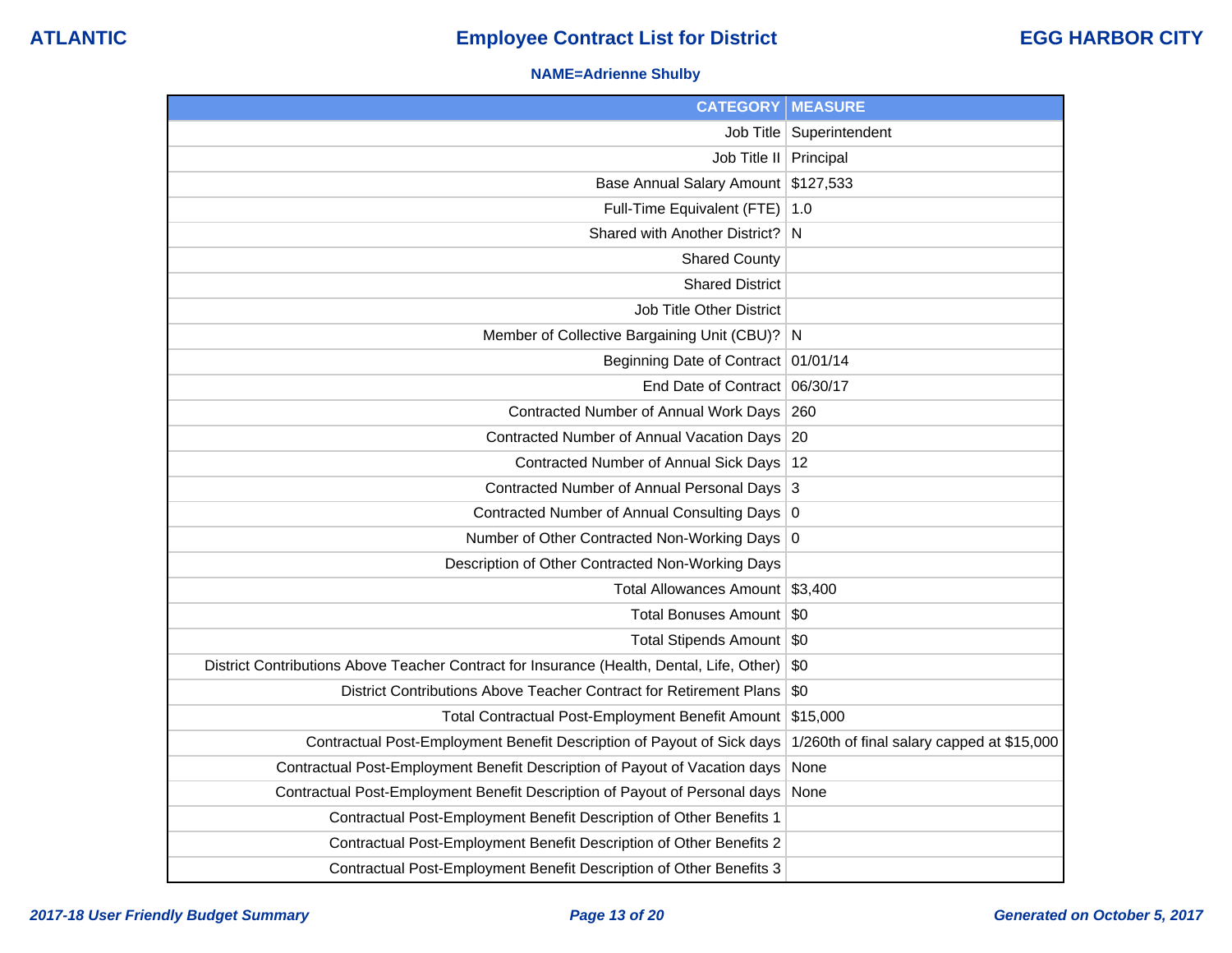**NAME=Adrienne Shulby**

| CATEGORY | MEASURE |
| --- | --- |
| Job Title | Superintendent |
| Job Title II | Principal |
| Base Annual Salary Amount | $127,533 |
| Full-Time Equivalent (FTE) | 1.0 |
| Shared with Another District? | N |
| Shared County | |
| Shared District | |
| Job Title Other District | |
| Member of Collective Bargaining Unit (CBU)? | N |
| Beginning Date of Contract | 01/01/14 |
| End Date of Contract | 06/30/17 |
| Contracted Number of Annual Work Days | 260 |
| Contracted Number of Annual Vacation Days | 20 |
| Contracted Number of Annual Sick Days | 12 |
| Contracted Number of Annual Personal Days | 3 |
| Contracted Number of Annual Consulting Days | 0 |
| Number of Other Contracted Non-Working Days | 0 |
| Description of Other Contracted Non-Working Days | |
| Total Allowances Amount | $3,400 |
| Total Bonuses Amount | $0 |
| Total Stipends Amount | $0 |
| District Contributions Above Teacher Contract for Insurance (Health, Dental, Life, Other) | $0 |
| District Contributions Above Teacher Contract for Retirement Plans | $0 |
| Total Contractual Post-Employment Benefit Amount | $15,000 |
| Contractual Post-Employment Benefit Description of Payout of Sick days | 1/260th of final salary capped at $15,000 |
| Contractual Post-Employment Benefit Description of Payout of Vacation days | None |
| Contractual Post-Employment Benefit Description of Payout of Personal days | None |
| Contractual Post-Employment Benefit Description of Other Benefits 1 | |
| Contractual Post-Employment Benefit Description of Other Benefits 2 | |
| Contractual Post-Employment Benefit Description of Other Benefits 3 | |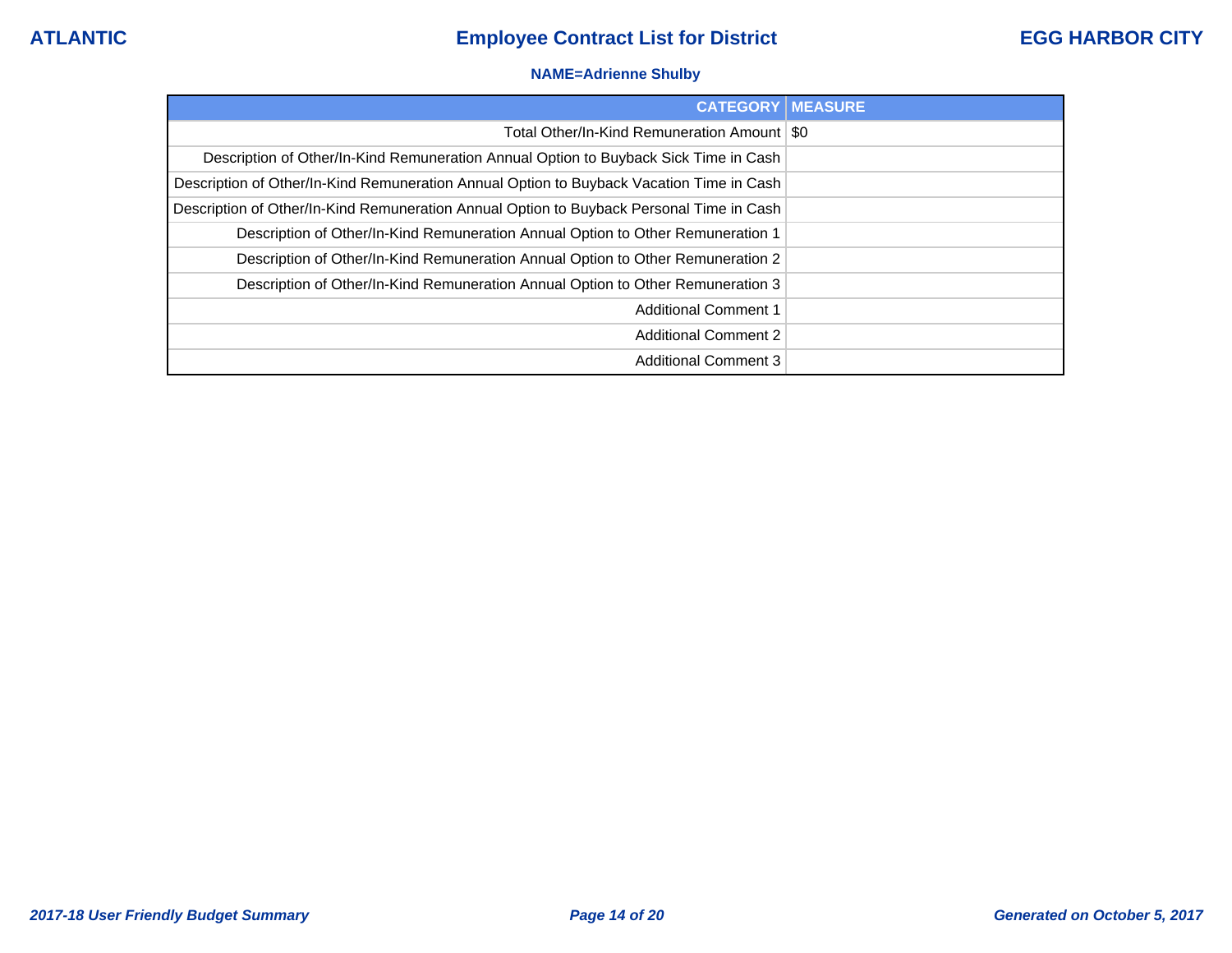**NAME=Adrienne Shulby**

| CATEGORY | MEASURE |
|---|---|
| Total Other/In-Kind Remuneration Amount | $0 |
| Description of Other/In-Kind Remuneration Annual Option to Buyback Sick Time in Cash | |
| Description of Other/In-Kind Remuneration Annual Option to Buyback Vacation Time in Cash | |
| Description of Other/In-Kind Remuneration Annual Option to Buyback Personal Time in Cash | |
| Description of Other/In-Kind Remuneration Annual Option to Other Remuneration 1 | |
| Description of Other/In-Kind Remuneration Annual Option to Other Remuneration 2 | |
| Description of Other/In-Kind Remuneration Annual Option to Other Remuneration 3 | |
| Additional Comment 1 | |
| Additional Comment 2 | |
| Additional Comment 3 | |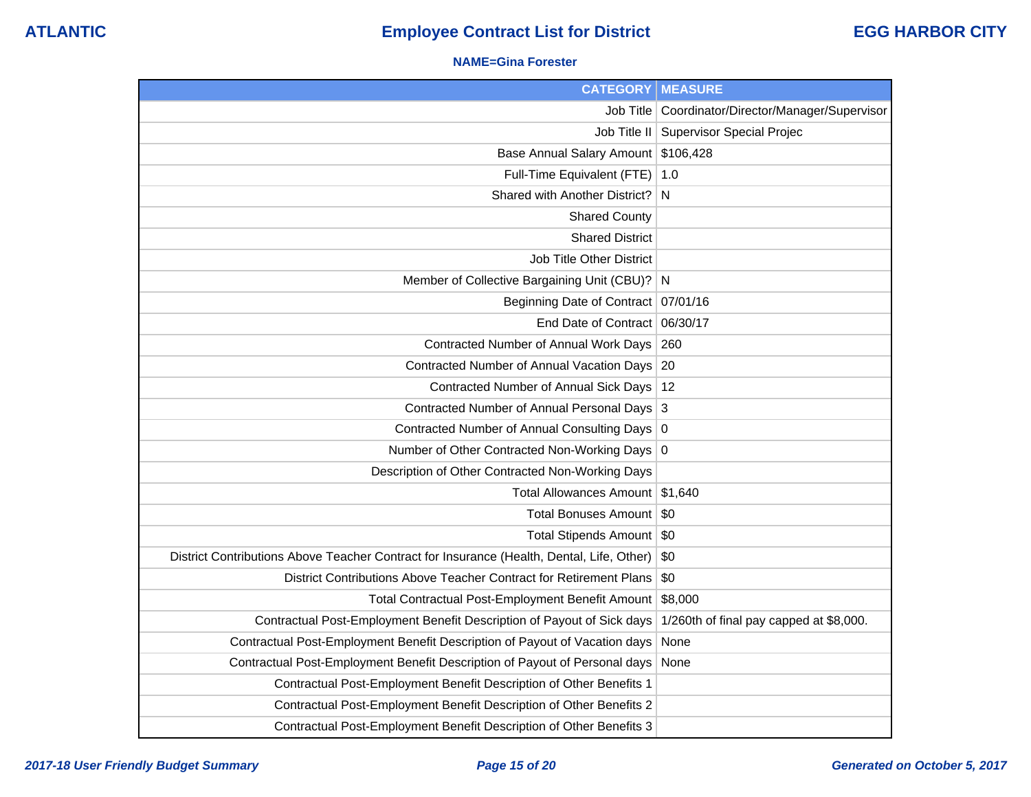**ATLANTIC** — **Employee Contract List for District** — **EGG HARBOR CITY**

**NAME=Gina Forester**

| CATEGORY | MEASURE |
|---|---|
| Job Title | Coordinator/Director/Manager/Supervisor |
| Job Title II | Supervisor Special Projec |
| Base Annual Salary Amount | $106,428 |
| Full-Time Equivalent (FTE) | 1.0 |
| Shared with Another District? | N |
| Shared County | |
| Shared District | |
| Job Title Other District | |
| Member of Collective Bargaining Unit (CBU)? | N |
| Beginning Date of Contract | 07/01/16 |
| End Date of Contract | 06/30/17 |
| Contracted Number of Annual Work Days | 260 |
| Contracted Number of Annual Vacation Days | 20 |
| Contracted Number of Annual Sick Days | 12 |
| Contracted Number of Annual Personal Days | 3 |
| Contracted Number of Annual Consulting Days | 0 |
| Number of Other Contracted Non-Working Days | 0 |
| Description of Other Contracted Non-Working Days | |
| Total Allowances Amount | $1,640 |
| Total Bonuses Amount | $0 |
| Total Stipends Amount | $0 |
| District Contributions Above Teacher Contract for Insurance (Health, Dental, Life, Other) | $0 |
| District Contributions Above Teacher Contract for Retirement Plans | $0 |
| Total Contractual Post-Employment Benefit Amount | $8,000 |
| Contractual Post-Employment Benefit Description of Payout of Sick days | 1/260th of final pay capped at $8,000. |
| Contractual Post-Employment Benefit Description of Payout of Vacation days | None |
| Contractual Post-Employment Benefit Description of Payout of Personal days | None |
| Contractual Post-Employment Benefit Description of Other Benefits 1 | |
| Contractual Post-Employment Benefit Description of Other Benefits 2 | |
| Contractual Post-Employment Benefit Description of Other Benefits 3 | |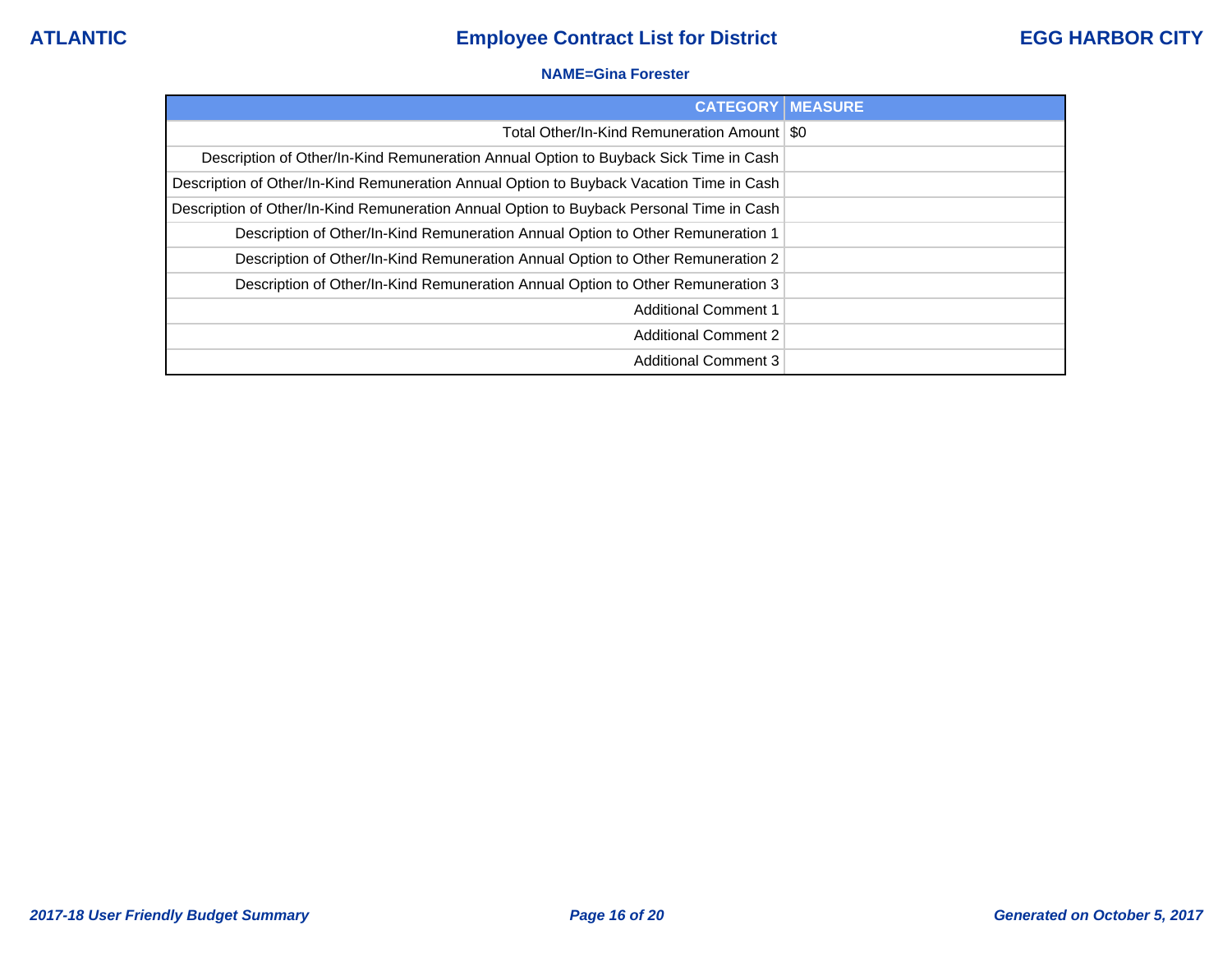**ATLANTIC** **Employee Contract List for District** **EGG HARBOR CITY**

**NAME=Gina Forester**

| CATEGORY | MEASURE |
|---|---|
| Total Other/In-Kind Remuneration Amount | $0 |
| Description of Other/In-Kind Remuneration Annual Option to Buyback Sick Time in Cash | |
| Description of Other/In-Kind Remuneration Annual Option to Buyback Vacation Time in Cash | |
| Description of Other/In-Kind Remuneration Annual Option to Buyback Personal Time in Cash | |
| Description of Other/In-Kind Remuneration Annual Option to Other Remuneration 1 | |
| Description of Other/In-Kind Remuneration Annual Option to Other Remuneration 2 | |
| Description of Other/In-Kind Remuneration Annual Option to Other Remuneration 3 | |
| Additional Comment 1 | |
| Additional Comment 2 | |
| Additional Comment 3 | |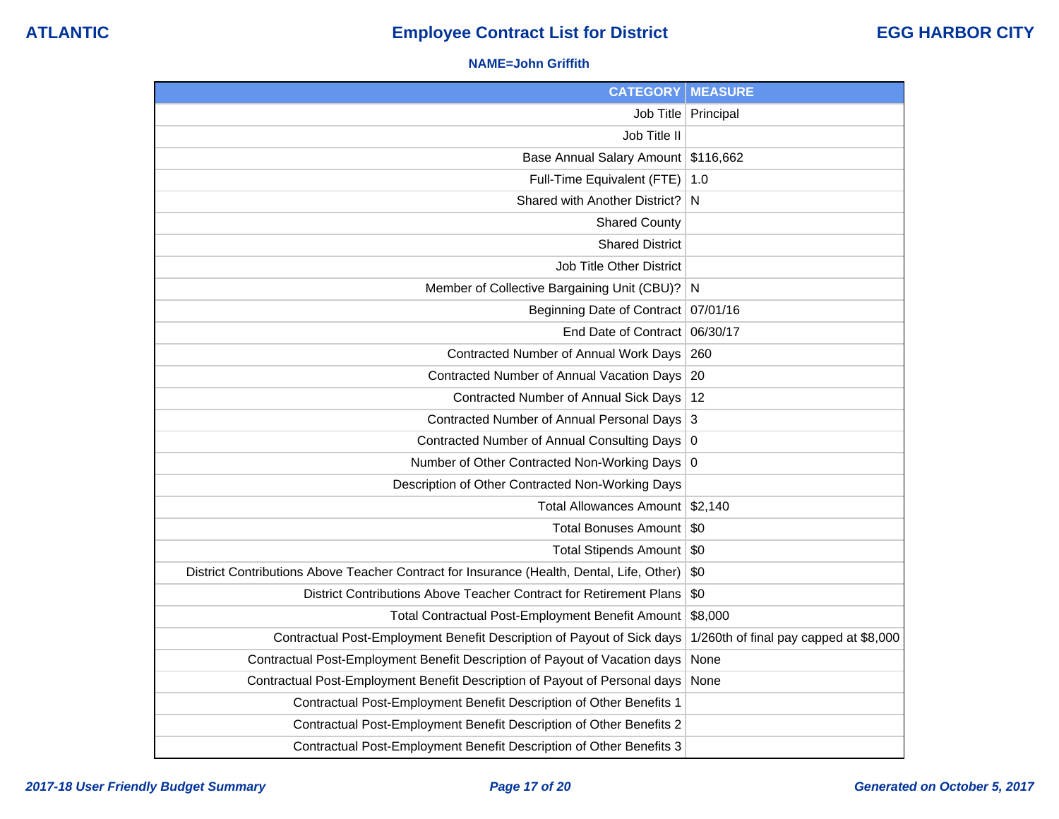**ATLANTIC** | **Employee Contract List for District** | **EGG HARBOR CITY**

**NAME=John Griffith**

| CATEGORY | MEASURE |
|---|---|
| Job Title | Principal |
| Job Title II | |
| Base Annual Salary Amount | $116,662 |
| Full-Time Equivalent (FTE) | 1.0 |
| Shared with Another District? | N |
| Shared County | |
| Shared District | |
| Job Title Other District | |
| Member of Collective Bargaining Unit (CBU)? | N |
| Beginning Date of Contract | 07/01/16 |
| End Date of Contract | 06/30/17 |
| Contracted Number of Annual Work Days | 260 |
| Contracted Number of Annual Vacation Days | 20 |
| Contracted Number of Annual Sick Days | 12 |
| Contracted Number of Annual Personal Days | 3 |
| Contracted Number of Annual Consulting Days | 0 |
| Number of Other Contracted Non-Working Days | 0 |
| Description of Other Contracted Non-Working Days | |
| Total Allowances Amount | $2,140 |
| Total Bonuses Amount | $0 |
| Total Stipends Amount | $0 |
| District Contributions Above Teacher Contract for Insurance (Health, Dental, Life, Other) | $0 |
| District Contributions Above Teacher Contract for Retirement Plans | $0 |
| Total Contractual Post-Employment Benefit Amount | $8,000 |
| Contractual Post-Employment Benefit Description of Payout of Sick days | 1/260th of final pay capped at $8,000 |
| Contractual Post-Employment Benefit Description of Payout of Vacation days | None |
| Contractual Post-Employment Benefit Description of Payout of Personal days | None |
| Contractual Post-Employment Benefit Description of Other Benefits 1 | |
| Contractual Post-Employment Benefit Description of Other Benefits 2 | |
| Contractual Post-Employment Benefit Description of Other Benefits 3 | |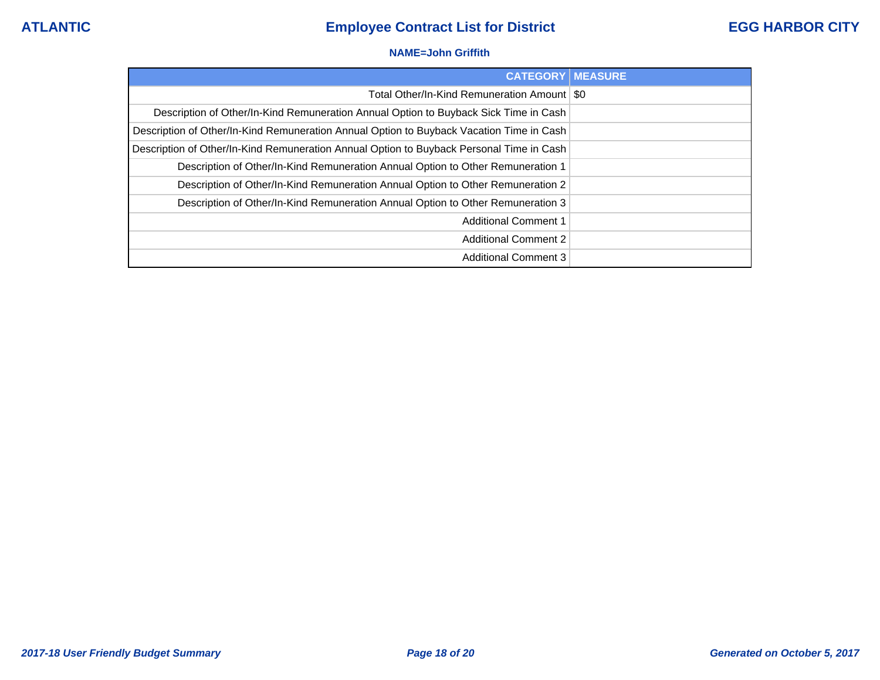ATLANTIC | **Employee Contract List for District** | EGG HARBOR CITY

**NAME=John Griffith**

| CATEGORY | MEASURE |
| --- | --- |
| Total Other/In-Kind Remuneration Amount | $0 |
| Description of Other/In-Kind Remuneration Annual Option to Buyback Sick Time in Cash | |
| Description of Other/In-Kind Remuneration Annual Option to Buyback Vacation Time in Cash | |
| Description of Other/In-Kind Remuneration Annual Option to Buyback Personal Time in Cash | |
| Description of Other/In-Kind Remuneration Annual Option to Other Remuneration 1 | |
| Description of Other/In-Kind Remuneration Annual Option to Other Remuneration 2 | |
| Description of Other/In-Kind Remuneration Annual Option to Other Remuneration 3 | |
| Additional Comment 1 | |
| Additional Comment 2 | |
| Additional Comment 3 | |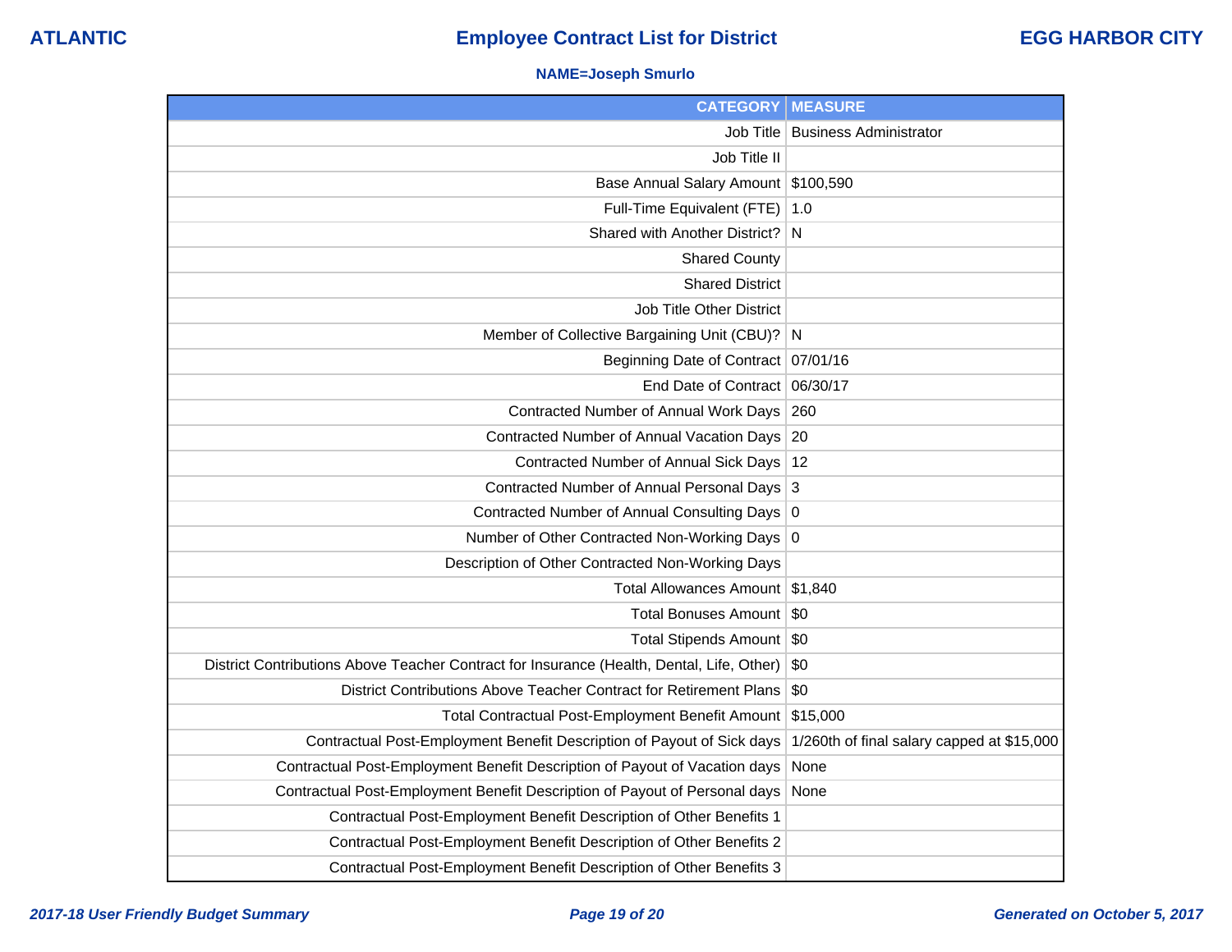# Employee Contract List for District

**ATLANTIC** — **EGG HARBOR CITY**

**NAME=Joseph Smurlo**

| CATEGORY | MEASURE |
|---|---|
| Job Title | Business Administrator |
| Job Title II | |
| Base Annual Salary Amount | $100,590 |
| Full-Time Equivalent (FTE) | 1.0 |
| Shared with Another District? | N |
| Shared County | |
| Shared District | |
| Job Title Other District | |
| Member of Collective Bargaining Unit (CBU)? | N |
| Beginning Date of Contract | 07/01/16 |
| End Date of Contract | 06/30/17 |
| Contracted Number of Annual Work Days | 260 |
| Contracted Number of Annual Vacation Days | 20 |
| Contracted Number of Annual Sick Days | 12 |
| Contracted Number of Annual Personal Days | 3 |
| Contracted Number of Annual Consulting Days | 0 |
| Number of Other Contracted Non-Working Days | 0 |
| Description of Other Contracted Non-Working Days | |
| Total Allowances Amount | $1,840 |
| Total Bonuses Amount | $0 |
| Total Stipends Amount | $0 |
| District Contributions Above Teacher Contract for Insurance (Health, Dental, Life, Other) | $0 |
| District Contributions Above Teacher Contract for Retirement Plans | $0 |
| Total Contractual Post-Employment Benefit Amount | $15,000 |
| Contractual Post-Employment Benefit Description of Payout of Sick days | 1/260th of final salary capped at $15,000 |
| Contractual Post-Employment Benefit Description of Payout of Vacation days | None |
| Contractual Post-Employment Benefit Description of Payout of Personal days | None |
| Contractual Post-Employment Benefit Description of Other Benefits 1 | |
| Contractual Post-Employment Benefit Description of Other Benefits 2 | |
| Contractual Post-Employment Benefit Description of Other Benefits 3 | |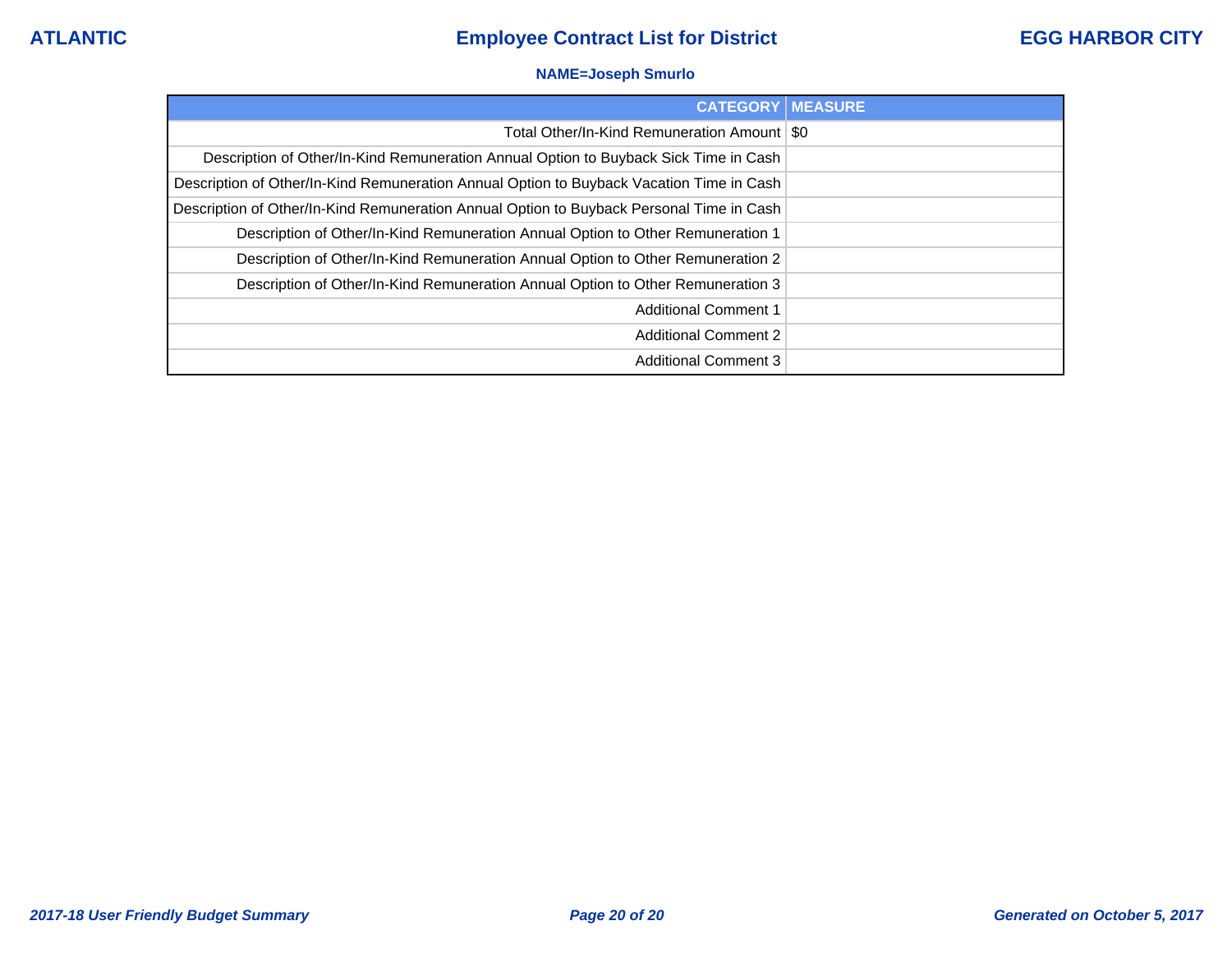**NAME=Joseph Smurlo**

| CATEGORY | MEASURE |
|---|---|
| Total Other/In-Kind Remuneration Amount | $0 |
| Description of Other/In-Kind Remuneration Annual Option to Buyback Sick Time in Cash | |
| Description of Other/In-Kind Remuneration Annual Option to Buyback Vacation Time in Cash | |
| Description of Other/In-Kind Remuneration Annual Option to Buyback Personal Time in Cash | |
| Description of Other/In-Kind Remuneration Annual Option to Other Remuneration 1 | |
| Description of Other/In-Kind Remuneration Annual Option to Other Remuneration 2 | |
| Description of Other/In-Kind Remuneration Annual Option to Other Remuneration 3 | |
| Additional Comment 1 | |
| Additional Comment 2 | |
| Additional Comment 3 | |